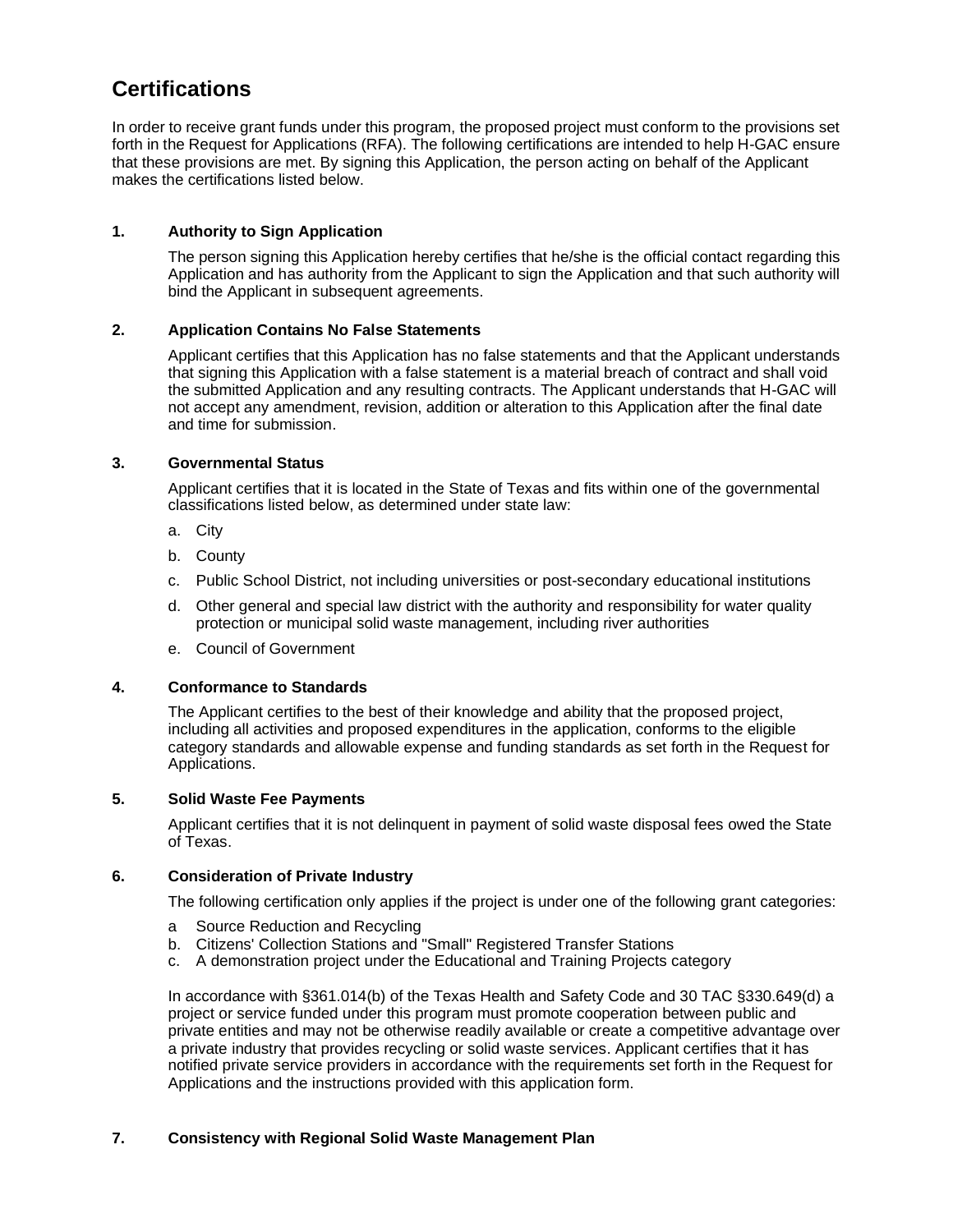# Certifications

In order to receive grant funds under this program, the proposed project must conform to the provisions set forth in the Request for Applications (RFA). The following certifications are intended to help H-GAC ensure that these provisions are met. By signing this Application, the person acting on behalf of the Applicant makes the certifications listed below.

### 1. Authority to Sign Application

The person signing this Application hereby certifies that he/she is the official contact regarding this Application and has authority from the Applicant to sign the Application and that such authority will bind the Applicant in subsequent agreements.

### 2. Application Contains No False Statements

Applicant certifies that this Application has no false statements and that the Applicant understands that signing this Application with a false statement is a material breach of contract and shall void the submitted Application and any resulting contracts. The Applicant understands that H-GAC will not accept any amendment, revision, addition or alteration to this Application after the final date and time for submission.

### 3. Governmental Status

Applicant certifies that it is located in the State of Texas and fits within one of the governmental classifications listed below, as determined under state law:

a. City

b. County

c. Public School District, not including universities or post-secondary educational institutions

d. Other general and special law district with the authority and responsibility for water quality protection or municipal solid waste management, including river authorities

e. Council of Government

### 4. Conformance to Standards

The Applicant certifies to the best of their knowledge and ability that the proposed project, including all activities and proposed expenditures in the application, conforms to the eligible category standards and allowable expense and funding standards as set forth in the Request for Applications.

### 5. Solid Waste Fee Payments

Applicant certifies that it is not delinquent in payment of solid waste disposal fees owed the State of Texas.

### 6. Consideration of Private Industry

The following certification only applies if the project is under one of the following grant categories:

a Source Reduction and Recycling
b. Citizens' Collection Stations and "Small" Registered Transfer Stations
c. A demonstration project under the Educational and Training Projects category

In accordance with §361.014(b) of the Texas Health and Safety Code and 30 TAC §330.649(d) a project or service funded under this program must promote cooperation between public and private entities and may not be otherwise readily available or create a competitive advantage over a private industry that provides recycling or solid waste services. Applicant certifies that it has notified private service providers in accordance with the requirements set forth in the Request for Applications and the instructions provided with this application form.

### 7. Consistency with Regional Solid Waste Management Plan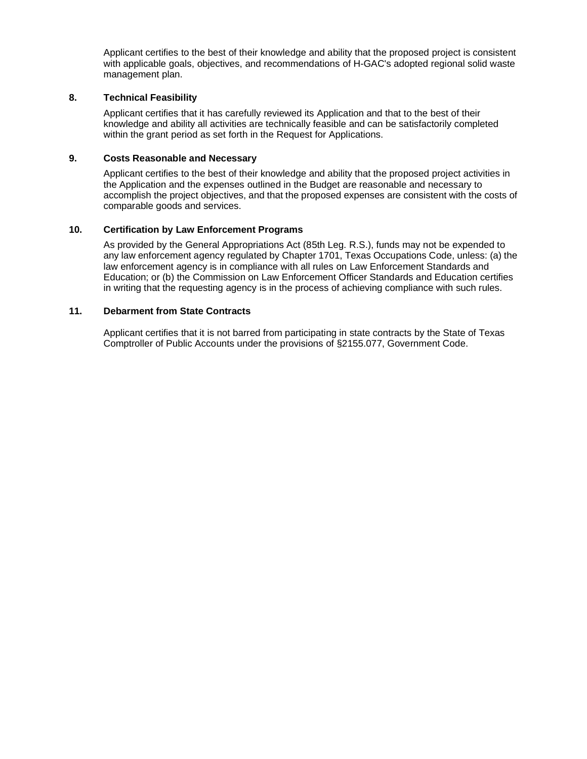Applicant certifies to the best of their knowledge and ability that the proposed project is consistent with applicable goals, objectives, and recommendations of H-GAC's adopted regional solid waste management plan.

**8. Technical Feasibility**

Applicant certifies that it has carefully reviewed its Application and that to the best of their knowledge and ability all activities are technically feasible and can be satisfactorily completed within the grant period as set forth in the Request for Applications.

**9. Costs Reasonable and Necessary**

Applicant certifies to the best of their knowledge and ability that the proposed project activities in the Application and the expenses outlined in the Budget are reasonable and necessary to accomplish the project objectives, and that the proposed expenses are consistent with the costs of comparable goods and services.

**10. Certification by Law Enforcement Programs**

As provided by the General Appropriations Act (85th Leg. R.S.), funds may not be expended to any law enforcement agency regulated by Chapter 1701, Texas Occupations Code, unless: (a) the law enforcement agency is in compliance with all rules on Law Enforcement Standards and Education; or (b) the Commission on Law Enforcement Officer Standards and Education certifies in writing that the requesting agency is in the process of achieving compliance with such rules.

**11. Debarment from State Contracts**

Applicant certifies that it is not barred from participating in state contracts by the State of Texas Comptroller of Public Accounts under the provisions of §2155.077, Government Code.